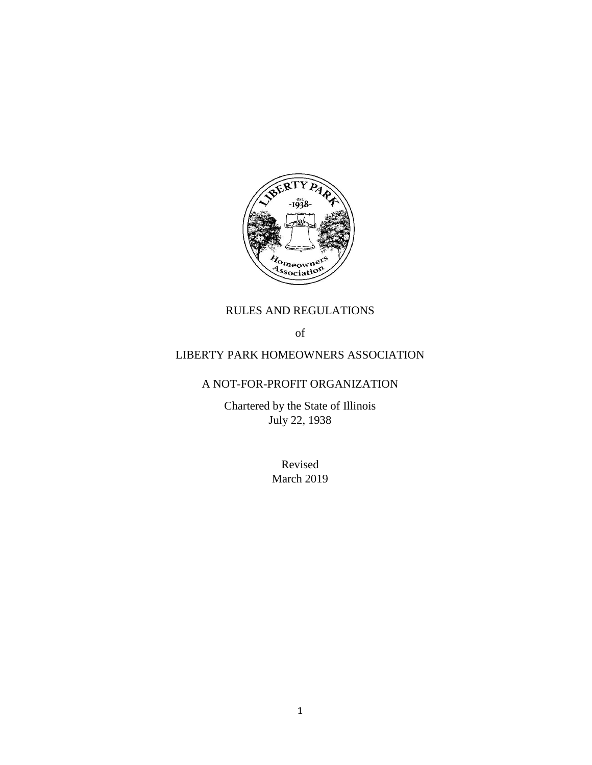# RULES AND REGULATIONS

of

# LIBERTY PARK HOMEOWNERS ASSOCIATION

A NOT-FOR-PROFIT ORGANIZATION

Chartered by the State of Illinois
July 22, 1938

Revised
March 2019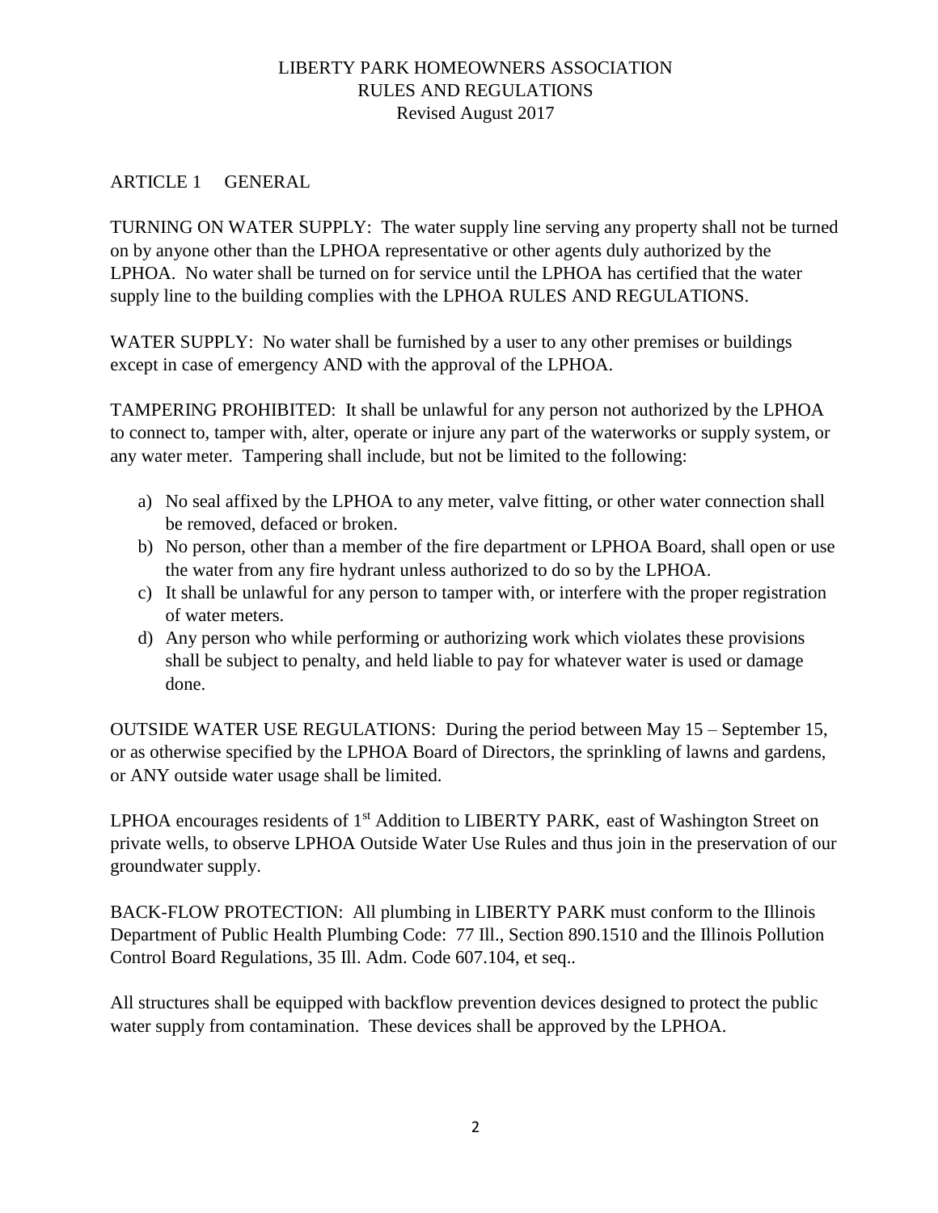# LIBERTY PARK HOMEOWNERS ASSOCIATION
## RULES AND REGULATIONS
Revised August 2017

## ARTICLE 1 GENERAL

TURNING ON WATER SUPPLY: The water supply line serving any property shall not be turned on by anyone other than the LPHOA representative or other agents duly authorized by the LPHOA. No water shall be turned on for service until the LPHOA has certified that the water supply line to the building complies with the LPHOA RULES AND REGULATIONS.

WATER SUPPLY: No water shall be furnished by a user to any other premises or buildings except in case of emergency AND with the approval of the LPHOA.

TAMPERING PROHIBITED: It shall be unlawful for any person not authorized by the LPHOA to connect to, tamper with, alter, operate or injure any part of the waterworks or supply system, or any water meter. Tampering shall include, but not be limited to the following:

a) No seal affixed by the LPHOA to any meter, valve fitting, or other water connection shall be removed, defaced or broken.
b) No person, other than a member of the fire department or LPHOA Board, shall open or use the water from any fire hydrant unless authorized to do so by the LPHOA.
c) It shall be unlawful for any person to tamper with, or interfere with the proper registration of water meters.
d) Any person who while performing or authorizing work which violates these provisions shall be subject to penalty, and held liable to pay for whatever water is used or damage done.

OUTSIDE WATER USE REGULATIONS: During the period between May 15 – September 15, or as otherwise specified by the LPHOA Board of Directors, the sprinkling of lawns and gardens, or ANY outside water usage shall be limited.

LPHOA encourages residents of 1st Addition to LIBERTY PARK, east of Washington Street on private wells, to observe LPHOA Outside Water Use Rules and thus join in the preservation of our groundwater supply.

BACK-FLOW PROTECTION: All plumbing in LIBERTY PARK must conform to the Illinois Department of Public Health Plumbing Code: 77 Ill., Section 890.1510 and the Illinois Pollution Control Board Regulations, 35 Ill. Adm. Code 607.104, et seq..

All structures shall be equipped with backflow prevention devices designed to protect the public water supply from contamination. These devices shall be approved by the LPHOA.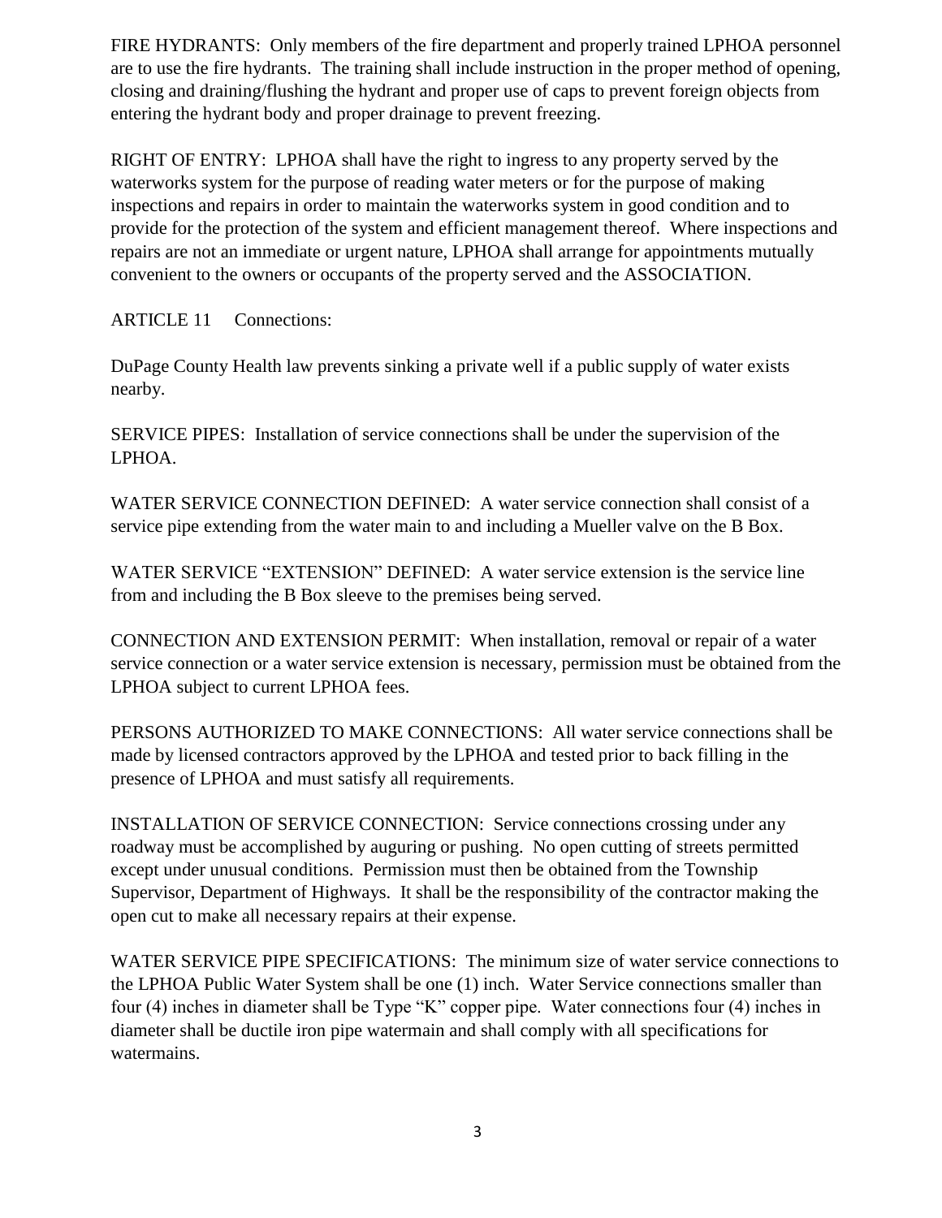FIRE HYDRANTS: Only members of the fire department and properly trained LPHOA personnel are to use the fire hydrants. The training shall include instruction in the proper method of opening, closing and draining/flushing the hydrant and proper use of caps to prevent foreign objects from entering the hydrant body and proper drainage to prevent freezing.

RIGHT OF ENTRY: LPHOA shall have the right to ingress to any property served by the waterworks system for the purpose of reading water meters or for the purpose of making inspections and repairs in order to maintain the waterworks system in good condition and to provide for the protection of the system and efficient management thereof. Where inspections and repairs are not an immediate or urgent nature, LPHOA shall arrange for appointments mutually convenient to the owners or occupants of the property served and the ASSOCIATION.

ARTICLE 11 Connections:

DuPage County Health law prevents sinking a private well if a public supply of water exists nearby.

SERVICE PIPES: Installation of service connections shall be under the supervision of the LPHOA.

WATER SERVICE CONNECTION DEFINED: A water service connection shall consist of a service pipe extending from the water main to and including a Mueller valve on the B Box.

WATER SERVICE "EXTENSION" DEFINED: A water service extension is the service line from and including the B Box sleeve to the premises being served.

CONNECTION AND EXTENSION PERMIT: When installation, removal or repair of a water service connection or a water service extension is necessary, permission must be obtained from the LPHOA subject to current LPHOA fees.

PERSONS AUTHORIZED TO MAKE CONNECTIONS: All water service connections shall be made by licensed contractors approved by the LPHOA and tested prior to back filling in the presence of LPHOA and must satisfy all requirements.

INSTALLATION OF SERVICE CONNECTION: Service connections crossing under any roadway must be accomplished by auguring or pushing. No open cutting of streets permitted except under unusual conditions. Permission must then be obtained from the Township Supervisor, Department of Highways. It shall be the responsibility of the contractor making the open cut to make all necessary repairs at their expense.

WATER SERVICE PIPE SPECIFICATIONS: The minimum size of water service connections to the LPHOA Public Water System shall be one (1) inch. Water Service connections smaller than four (4) inches in diameter shall be Type "K" copper pipe. Water connections four (4) inches in diameter shall be ductile iron pipe watermain and shall comply with all specifications for watermains.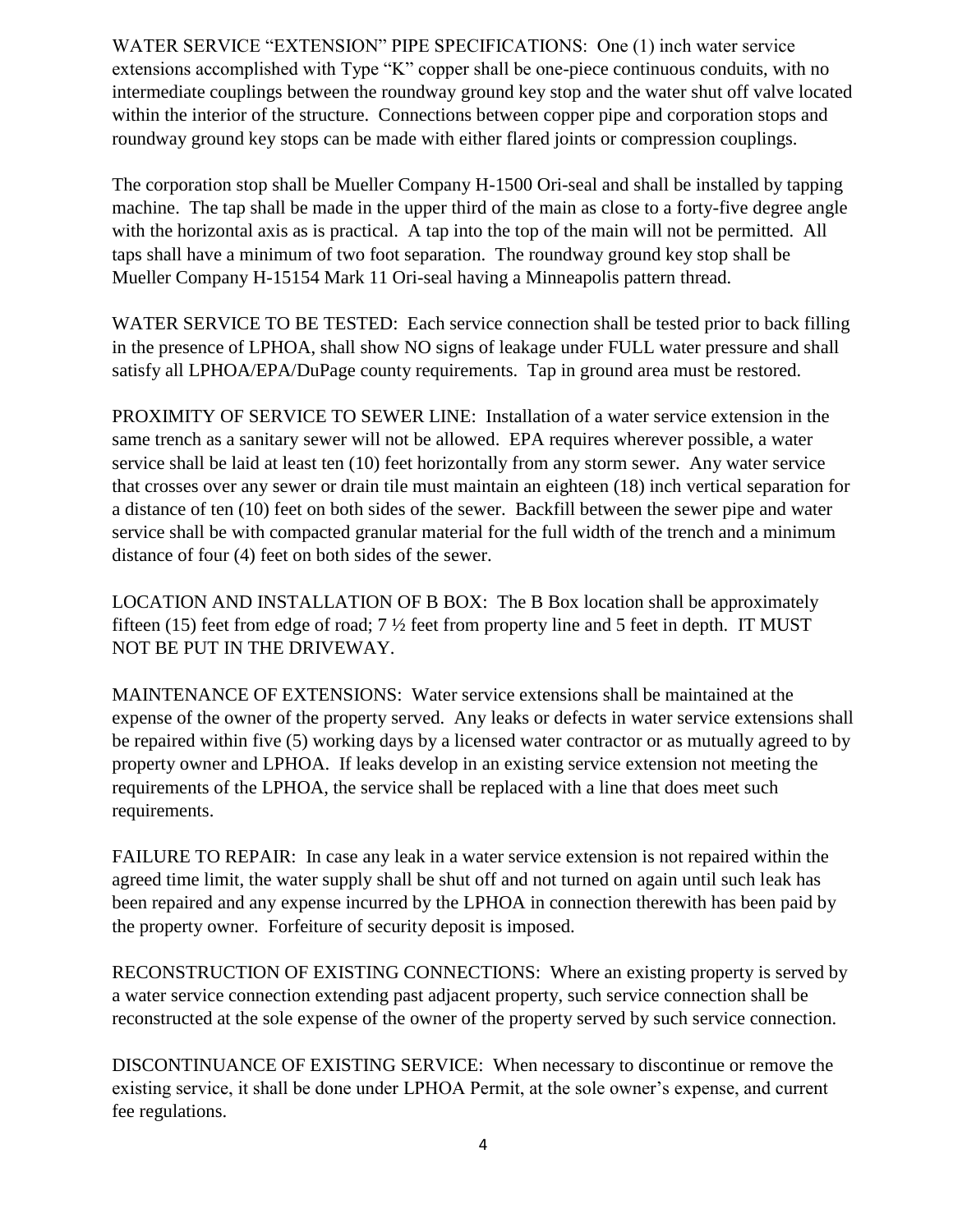WATER SERVICE "EXTENSION" PIPE SPECIFICATIONS: One (1) inch water service extensions accomplished with Type "K" copper shall be one-piece continuous conduits, with no intermediate couplings between the roundway ground key stop and the water shut off valve located within the interior of the structure. Connections between copper pipe and corporation stops and roundway ground key stops can be made with either flared joints or compression couplings.

The corporation stop shall be Mueller Company H-1500 Ori-seal and shall be installed by tapping machine. The tap shall be made in the upper third of the main as close to a forty-five degree angle with the horizontal axis as is practical. A tap into the top of the main will not be permitted. All taps shall have a minimum of two foot separation. The roundway ground key stop shall be Mueller Company H-15154 Mark 11 Ori-seal having a Minneapolis pattern thread.

WATER SERVICE TO BE TESTED: Each service connection shall be tested prior to back filling in the presence of LPHOA, shall show NO signs of leakage under FULL water pressure and shall satisfy all LPHOA/EPA/DuPage county requirements. Tap in ground area must be restored.

PROXIMITY OF SERVICE TO SEWER LINE: Installation of a water service extension in the same trench as a sanitary sewer will not be allowed. EPA requires wherever possible, a water service shall be laid at least ten (10) feet horizontally from any storm sewer. Any water service that crosses over any sewer or drain tile must maintain an eighteen (18) inch vertical separation for a distance of ten (10) feet on both sides of the sewer. Backfill between the sewer pipe and water service shall be with compacted granular material for the full width of the trench and a minimum distance of four (4) feet on both sides of the sewer.

LOCATION AND INSTALLATION OF B BOX: The B Box location shall be approximately fifteen (15) feet from edge of road; 7 ½ feet from property line and 5 feet in depth. IT MUST NOT BE PUT IN THE DRIVEWAY.

MAINTENANCE OF EXTENSIONS: Water service extensions shall be maintained at the expense of the owner of the property served. Any leaks or defects in water service extensions shall be repaired within five (5) working days by a licensed water contractor or as mutually agreed to by property owner and LPHOA. If leaks develop in an existing service extension not meeting the requirements of the LPHOA, the service shall be replaced with a line that does meet such requirements.

FAILURE TO REPAIR: In case any leak in a water service extension is not repaired within the agreed time limit, the water supply shall be shut off and not turned on again until such leak has been repaired and any expense incurred by the LPHOA in connection therewith has been paid by the property owner. Forfeiture of security deposit is imposed.

RECONSTRUCTION OF EXISTING CONNECTIONS: Where an existing property is served by a water service connection extending past adjacent property, such service connection shall be reconstructed at the sole expense of the owner of the property served by such service connection.

DISCONTINUANCE OF EXISTING SERVICE: When necessary to discontinue or remove the existing service, it shall be done under LPHOA Permit, at the sole owner's expense, and current fee regulations.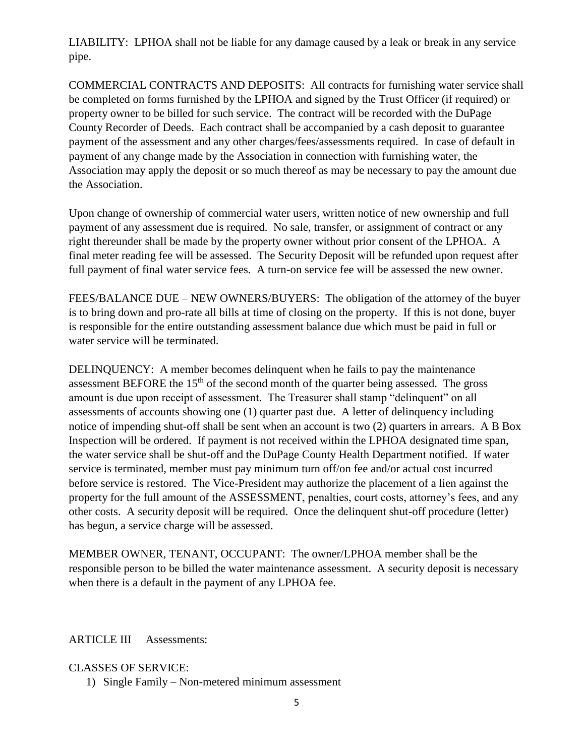LIABILITY: LPHOA shall not be liable for any damage caused by a leak or break in any service pipe.

COMMERCIAL CONTRACTS AND DEPOSITS: All contracts for furnishing water service shall be completed on forms furnished by the LPHOA and signed by the Trust Officer (if required) or property owner to be billed for such service. The contract will be recorded with the DuPage County Recorder of Deeds. Each contract shall be accompanied by a cash deposit to guarantee payment of the assessment and any other charges/fees/assessments required. In case of default in payment of any change made by the Association in connection with furnishing water, the Association may apply the deposit or so much thereof as may be necessary to pay the amount due the Association.

Upon change of ownership of commercial water users, written notice of new ownership and full payment of any assessment due is required. No sale, transfer, or assignment of contract or any right thereunder shall be made by the property owner without prior consent of the LPHOA. A final meter reading fee will be assessed. The Security Deposit will be refunded upon request after full payment of final water service fees. A turn-on service fee will be assessed the new owner.

FEES/BALANCE DUE – NEW OWNERS/BUYERS: The obligation of the attorney of the buyer is to bring down and pro-rate all bills at time of closing on the property. If this is not done, buyer is responsible for the entire outstanding assessment balance due which must be paid in full or water service will be terminated.

DELINQUENCY: A member becomes delinquent when he fails to pay the maintenance assessment BEFORE the 15th of the second month of the quarter being assessed. The gross amount is due upon receipt of assessment. The Treasurer shall stamp "delinquent" on all assessments of accounts showing one (1) quarter past due. A letter of delinquency including notice of impending shut-off shall be sent when an account is two (2) quarters in arrears. A B Box Inspection will be ordered. If payment is not received within the LPHOA designated time span, the water service shall be shut-off and the DuPage County Health Department notified. If water service is terminated, member must pay minimum turn off/on fee and/or actual cost incurred before service is restored. The Vice-President may authorize the placement of a lien against the property for the full amount of the ASSESSMENT, penalties, court costs, attorney's fees, and any other costs. A security deposit will be required. Once the delinquent shut-off procedure (letter) has begun, a service charge will be assessed.

MEMBER OWNER, TENANT, OCCUPANT: The owner/LPHOA member shall be the responsible person to be billed the water maintenance assessment. A security deposit is necessary when there is a default in the payment of any LPHOA fee.

## ARTICLE III Assessments:

CLASSES OF SERVICE:

1) Single Family – Non-metered minimum assessment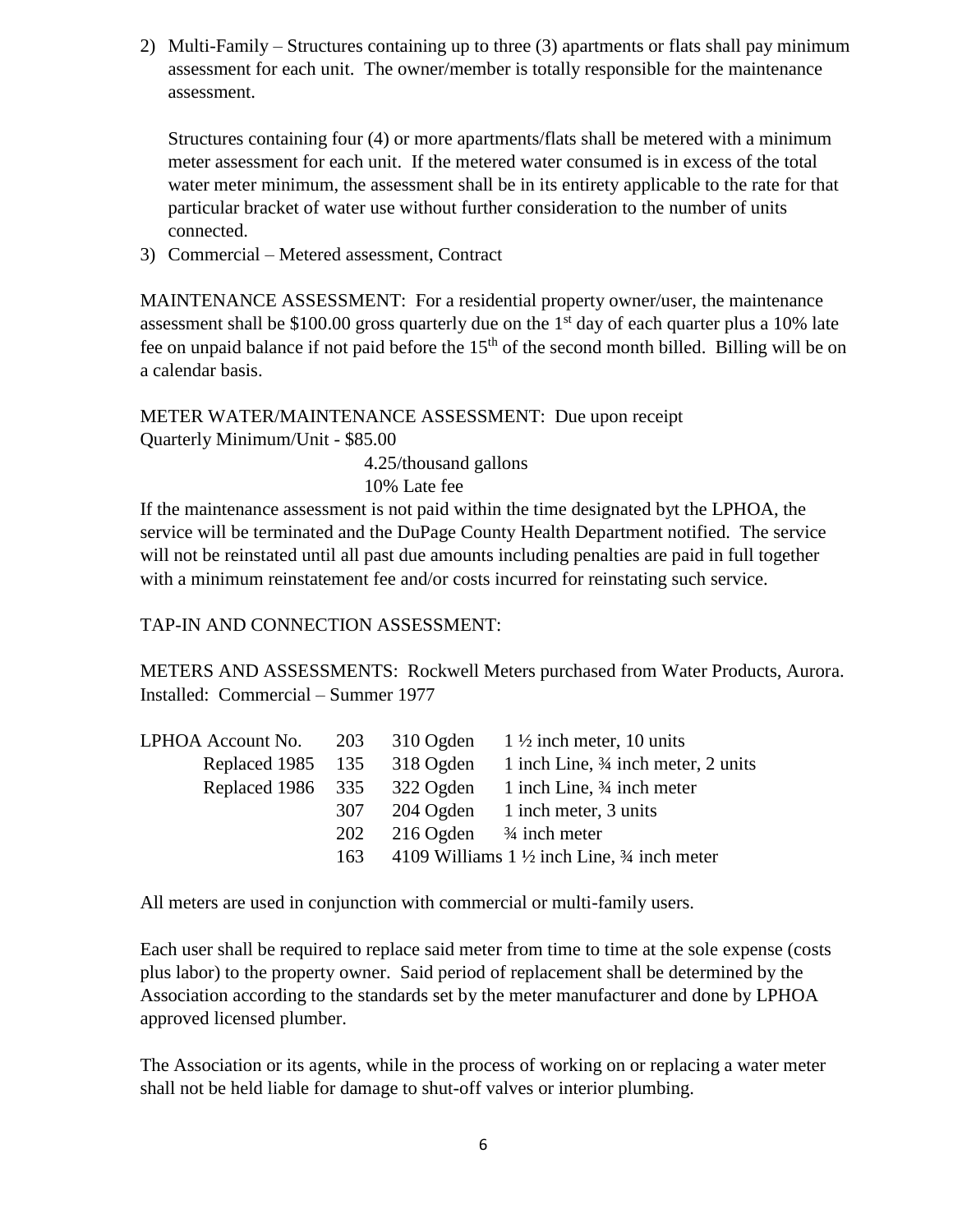2) Multi-Family – Structures containing up to three (3) apartments or flats shall pay minimum assessment for each unit. The owner/member is totally responsible for the maintenance assessment.

   Structures containing four (4) or more apartments/flats shall be metered with a minimum meter assessment for each unit. If the metered water consumed is in excess of the total water meter minimum, the assessment shall be in its entirety applicable to the rate for that particular bracket of water use without further consideration to the number of units connected.

3) Commercial – Metered assessment, Contract

MAINTENANCE ASSESSMENT: For a residential property owner/user, the maintenance assessment shall be $100.00 gross quarterly due on the 1st day of each quarter plus a 10% late fee on unpaid balance if not paid before the 15th of the second month billed. Billing will be on a calendar basis.

METER WATER/MAINTENANCE ASSESSMENT: Due upon receipt
Quarterly Minimum/Unit - $85.00
4.25/thousand gallons
10% Late fee

If the maintenance assessment is not paid within the time designated byt the LPHOA, the service will be terminated and the DuPage County Health Department notified. The service will not be reinstated until all past due amounts including penalties are paid in full together with a minimum reinstatement fee and/or costs incurred for reinstating such service.

TAP-IN AND CONNECTION ASSESSMENT:

METERS AND ASSESSMENTS: Rockwell Meters purchased from Water Products, Aurora. Installed: Commercial – Summer 1977

| | | | |
|---|---|---|---|
| LPHOA Account No. | 203 | 310 Ogden | 1 ½ inch meter, 10 units |
| Replaced 1985 | 135 | 318 Ogden | 1 inch Line, ¾ inch meter, 2 units |
| Replaced 1986 | 335 | 322 Ogden | 1 inch Line, ¾ inch meter |
| | 307 | 204 Ogden | 1 inch meter, 3 units |
| | 202 | 216 Ogden | ¾ inch meter |
| | 163 | 4109 Williams | 1 ½ inch Line, ¾ inch meter |

All meters are used in conjunction with commercial or multi-family users.

Each user shall be required to replace said meter from time to time at the sole expense (costs plus labor) to the property owner. Said period of replacement shall be determined by the Association according to the standards set by the meter manufacturer and done by LPHOA approved licensed plumber.

The Association or its agents, while in the process of working on or replacing a water meter shall not be held liable for damage to shut-off valves or interior plumbing.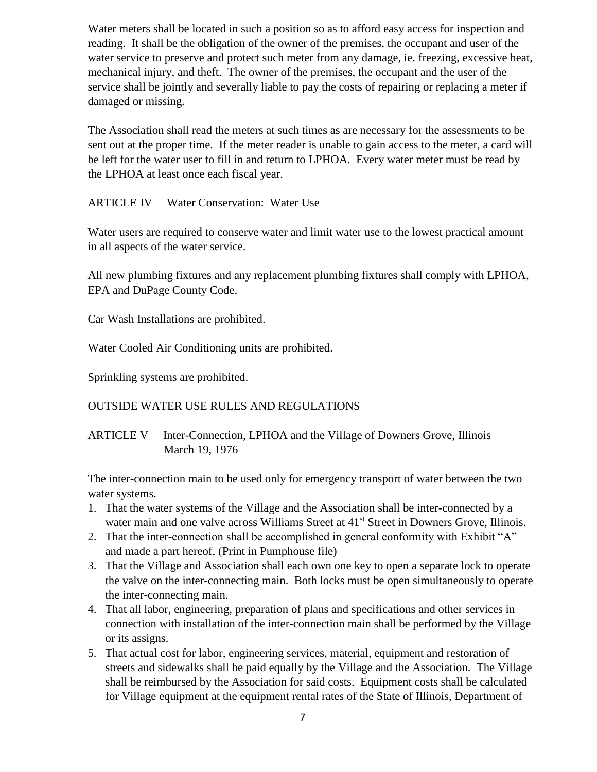Water meters shall be located in such a position so as to afford easy access for inspection and reading. It shall be the obligation of the owner of the premises, the occupant and user of the water service to preserve and protect such meter from any damage, ie. freezing, excessive heat, mechanical injury, and theft. The owner of the premises, the occupant and the user of the service shall be jointly and severally liable to pay the costs of repairing or replacing a meter if damaged or missing.

The Association shall read the meters at such times as are necessary for the assessments to be sent out at the proper time. If the meter reader is unable to gain access to the meter, a card will be left for the water user to fill in and return to LPHOA. Every water meter must be read by the LPHOA at least once each fiscal year.

ARTICLE IV Water Conservation: Water Use

Water users are required to conserve water and limit water use to the lowest practical amount in all aspects of the water service.

All new plumbing fixtures and any replacement plumbing fixtures shall comply with LPHOA, EPA and DuPage County Code.

Car Wash Installations are prohibited.

Water Cooled Air Conditioning units are prohibited.

Sprinkling systems are prohibited.

OUTSIDE WATER USE RULES AND REGULATIONS

ARTICLE V Inter-Connection, LPHOA and the Village of Downers Grove, Illinois March 19, 1976

The inter-connection main to be used only for emergency transport of water between the two water systems.

1. That the water systems of the Village and the Association shall be inter-connected by a water main and one valve across Williams Street at 41st Street in Downers Grove, Illinois.
2. That the inter-connection shall be accomplished in general conformity with Exhibit "A" and made a part hereof, (Print in Pumphouse file)
3. That the Village and Association shall each own one key to open a separate lock to operate the valve on the inter-connecting main. Both locks must be open simultaneously to operate the inter-connecting main.
4. That all labor, engineering, preparation of plans and specifications and other services in connection with installation of the inter-connection main shall be performed by the Village or its assigns.
5. That actual cost for labor, engineering services, material, equipment and restoration of streets and sidewalks shall be paid equally by the Village and the Association. The Village shall be reimbursed by the Association for said costs. Equipment costs shall be calculated for Village equipment at the equipment rental rates of the State of Illinois, Department of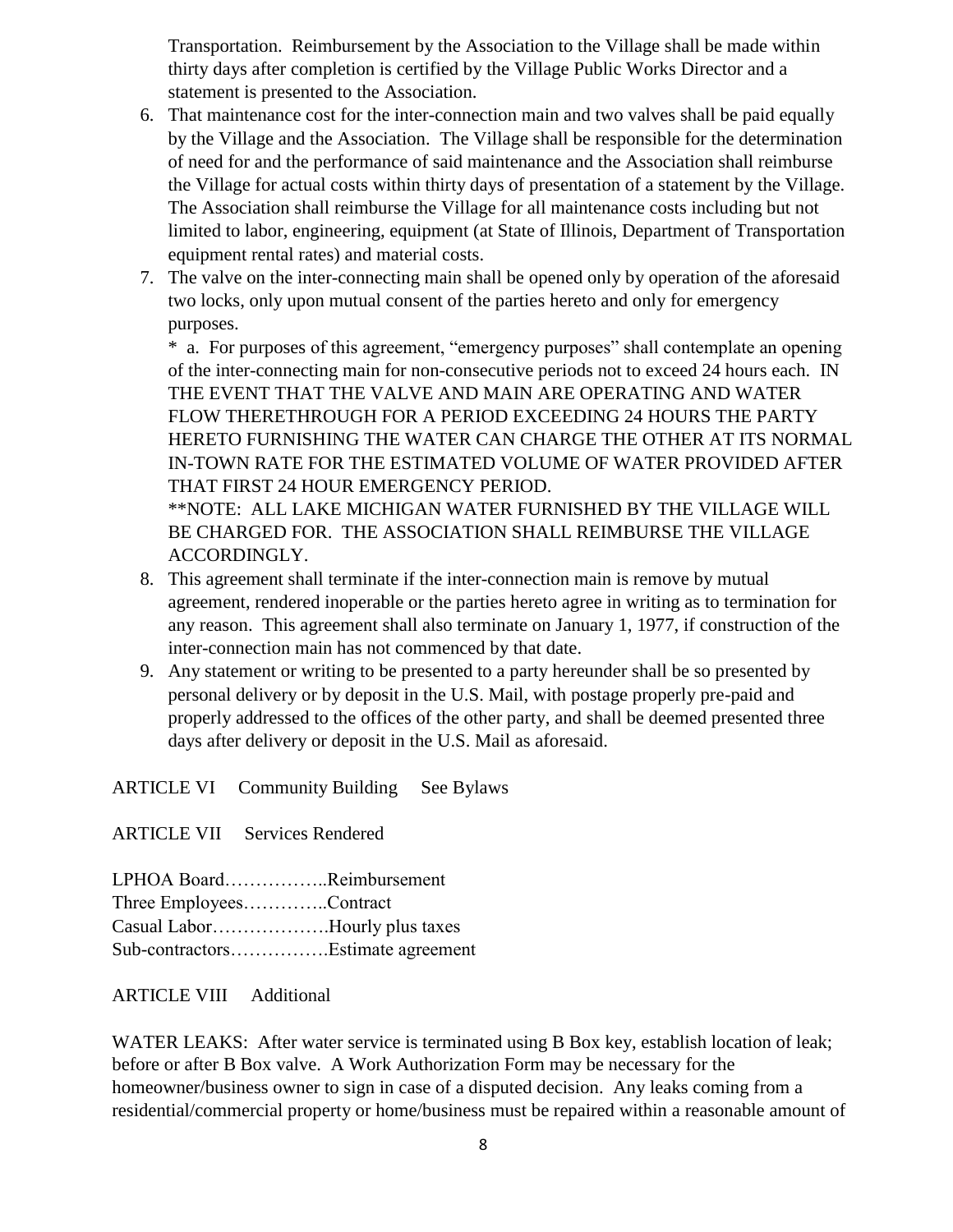Transportation. Reimbursement by the Association to the Village shall be made within thirty days after completion is certified by the Village Public Works Director and a statement is presented to the Association.

6. That maintenance cost for the inter-connection main and two valves shall be paid equally by the Village and the Association. The Village shall be responsible for the determination of need for and the performance of said maintenance and the Association shall reimburse the Village for actual costs within thirty days of presentation of a statement by the Village. The Association shall reimburse the Village for all maintenance costs including but not limited to labor, engineering, equipment (at State of Illinois, Department of Transportation equipment rental rates) and material costs.
7. The valve on the inter-connecting main shall be opened only by operation of the aforesaid two locks, only upon mutual consent of the parties hereto and only for emergency purposes.

   * a. For purposes of this agreement, "emergency purposes" shall contemplate an opening of the inter-connecting main for non-consecutive periods not to exceed 24 hours each. IN THE EVENT THAT THE VALVE AND MAIN ARE OPERATING AND WATER FLOW THERETHROUGH FOR A PERIOD EXCEEDING 24 HOURS THE PARTY HERETO FURNISHING THE WATER CAN CHARGE THE OTHER AT ITS NORMAL IN-TOWN RATE FOR THE ESTIMATED VOLUME OF WATER PROVIDED AFTER THAT FIRST 24 HOUR EMERGENCY PERIOD.

   **NOTE: ALL LAKE MICHIGAN WATER FURNISHED BY THE VILLAGE WILL BE CHARGED FOR. THE ASSOCIATION SHALL REIMBURSE THE VILLAGE ACCORDINGLY.
8. This agreement shall terminate if the inter-connection main is remove by mutual agreement, rendered inoperable or the parties hereto agree in writing as to termination for any reason. This agreement shall also terminate on January 1, 1977, if construction of the inter-connection main has not commenced by that date.
9. Any statement or writing to be presented to a party hereunder shall be so presented by personal delivery or by deposit in the U.S. Mail, with postage properly pre-paid and properly addressed to the offices of the other party, and shall be deemed presented three days after delivery or deposit in the U.S. Mail as aforesaid.

ARTICLE VI Community Building See Bylaws

ARTICLE VII Services Rendered

LPHOA Board……………..Reimbursement
Three Employees…………..Contract
Casual Labor……………….Hourly plus taxes
Sub-contractors…………….Estimate agreement

ARTICLE VIII Additional

WATER LEAKS: After water service is terminated using B Box key, establish location of leak; before or after B Box valve. A Work Authorization Form may be necessary for the homeowner/business owner to sign in case of a disputed decision. Any leaks coming from a residential/commercial property or home/business must be repaired within a reasonable amount of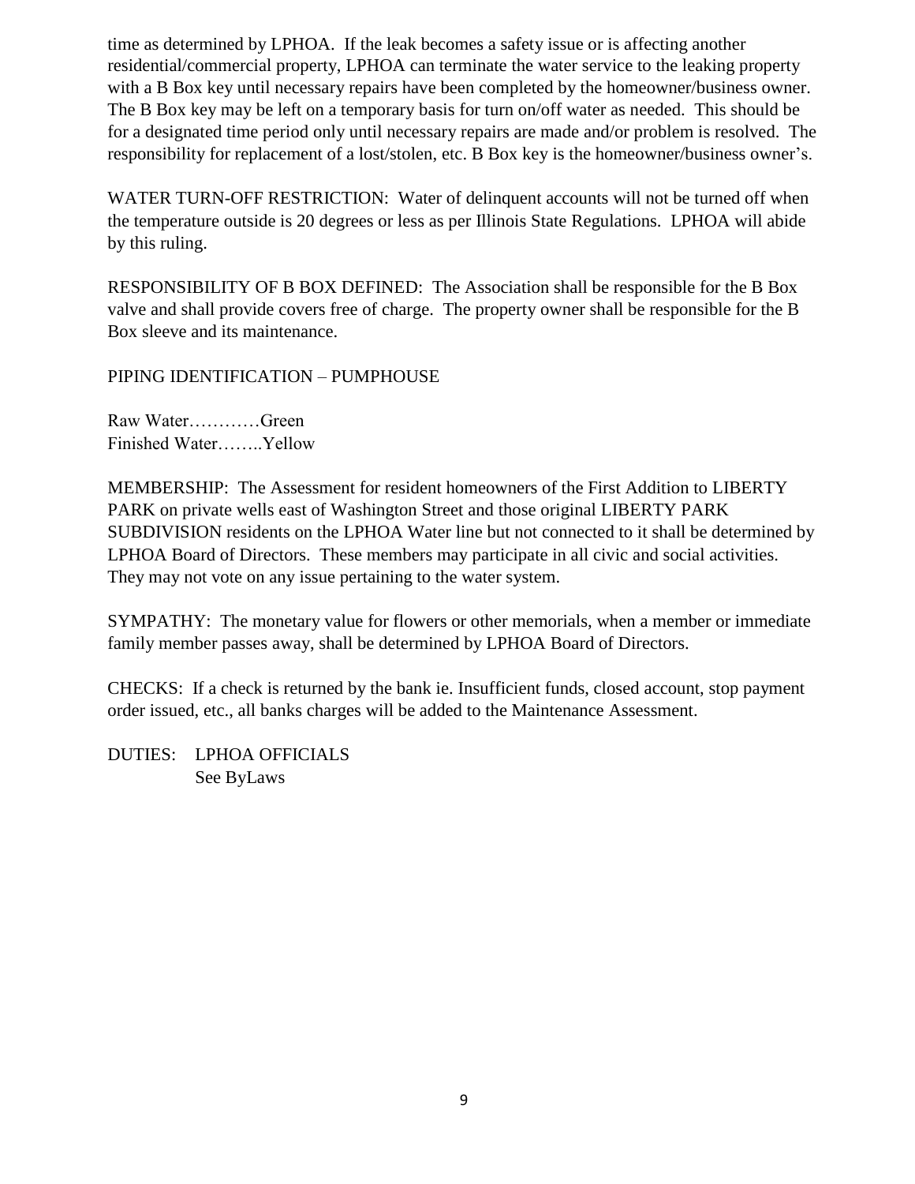time as determined by LPHOA. If the leak becomes a safety issue or is affecting another residential/commercial property, LPHOA can terminate the water service to the leaking property with a B Box key until necessary repairs have been completed by the homeowner/business owner. The B Box key may be left on a temporary basis for turn on/off water as needed. This should be for a designated time period only until necessary repairs are made and/or problem is resolved. The responsibility for replacement of a lost/stolen, etc. B Box key is the homeowner/business owner's.

WATER TURN-OFF RESTRICTION: Water of delinquent accounts will not be turned off when the temperature outside is 20 degrees or less as per Illinois State Regulations. LPHOA will abide by this ruling.

RESPONSIBILITY OF B BOX DEFINED: The Association shall be responsible for the B Box valve and shall provide covers free of charge. The property owner shall be responsible for the B Box sleeve and its maintenance.

PIPING IDENTIFICATION – PUMPHOUSE

Raw Water…………Green
Finished Water……..Yellow

MEMBERSHIP: The Assessment for resident homeowners of the First Addition to LIBERTY PARK on private wells east of Washington Street and those original LIBERTY PARK SUBDIVISION residents on the LPHOA Water line but not connected to it shall be determined by LPHOA Board of Directors. These members may participate in all civic and social activities. They may not vote on any issue pertaining to the water system.

SYMPATHY: The monetary value for flowers or other memorials, when a member or immediate family member passes away, shall be determined by LPHOA Board of Directors.

CHECKS: If a check is returned by the bank ie. Insufficient funds, closed account, stop payment order issued, etc., all banks charges will be added to the Maintenance Assessment.

DUTIES: LPHOA OFFICIALS
See ByLaws